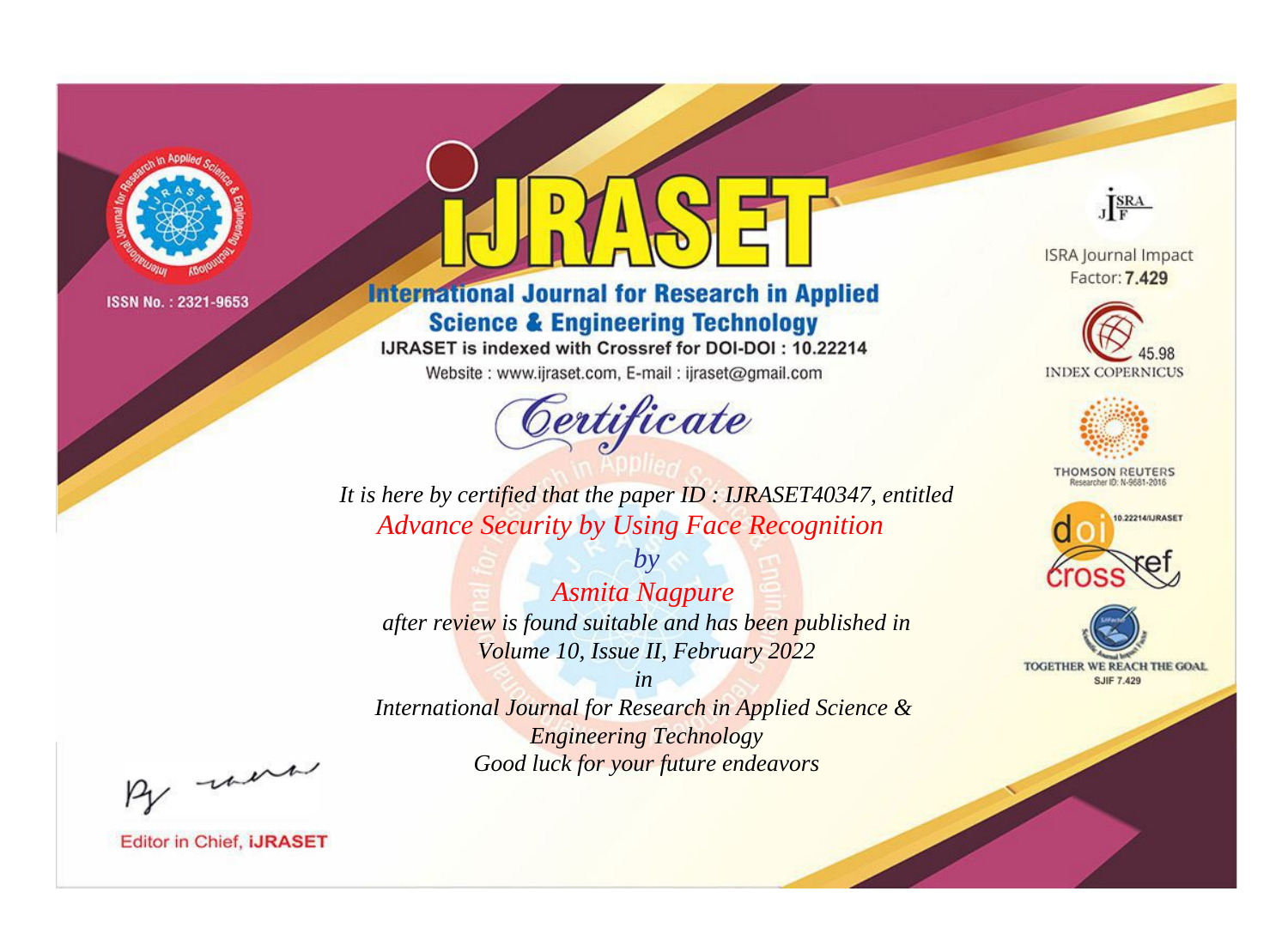ISSN No. : 2321-9653

# iJRASET

## International Journal for Research in Applied Science & Engineering Technology

IJRASET is indexed with Crossref for DOI-DOI : 10.22214

Website : www.ijraset.com, E-mail : ijraset@gmail.com

*Certificate*

*It is here by certified that the paper ID : IJRASET40347, entitled*

*Advance Security by Using Face Recognition*

*by*

*Asmita Nagpure*

*after review is found suitable and has been published in*

*Volume 10, Issue II, February 2022*

*in*

*International Journal for Research in Applied Science & Engineering Technology*

*Good luck for your future endeavors*

ISRA Journal Impact Factor: **7.429**

45.98 INDEX COPERNICUS

THOMSON REUTERS Researcher ID: N-9681-2016

10.22214/IJRASET

TOGETHER WE REACH THE GOAL SJIF 7.429

Editor in Chief, **iJRASET**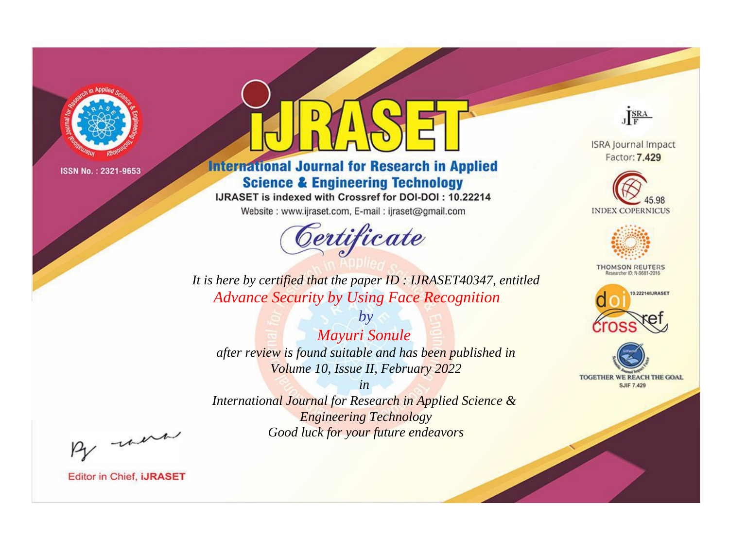ISSN No. : 2321-9653

# iJRASET

## International Journal for Research in Applied Science & Engineering Technology

IJRASET is indexed with Crossref for DOI-DOI : 10.22214

Website : www.ijraset.com, E-mail : ijraset@gmail.com

## Certificate

*It is here by certified that the paper ID : IJRASET40347, entitled*

*Advance Security by Using Face Recognition*

*by*

*Mayuri Sonule*

*after review is found suitable and has been published in*

*Volume 10, Issue II, February 2022*

*in*

*International Journal for Research in Applied Science & Engineering Technology*

*Good luck for your future endeavors*

ISRA Journal Impact Factor: **7.429**

45.98 INDEX COPERNICUS

THOMSON REUTERS Researcher ID: N-9681-2016

10.22214/IJRASET

TOGETHER WE REACH THE GOAL SJIF 7.429

Editor in Chief, **iJRASET**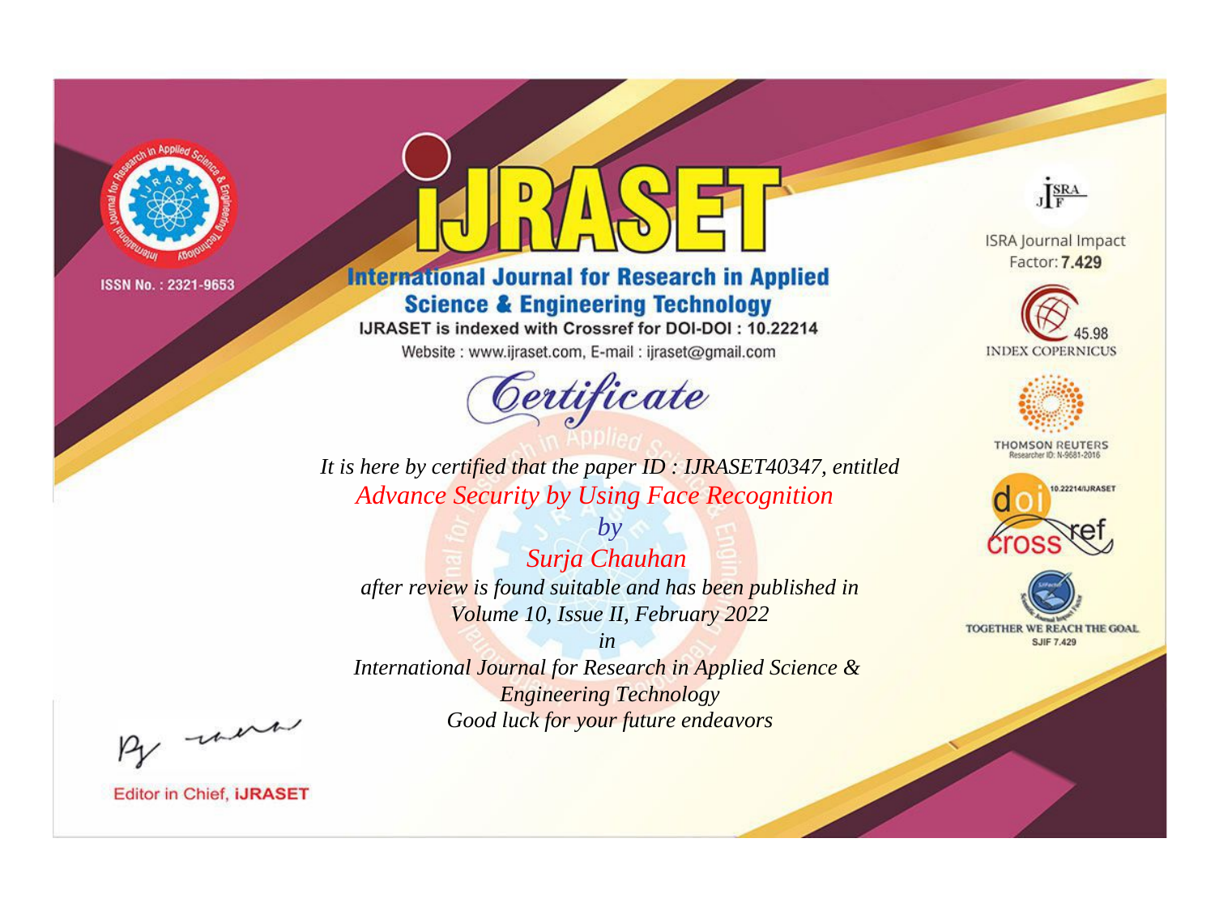ISSN No. : 2321-9653

# iJRASET

## International Journal for Research in Applied Science & Engineering Technology

IJRASET is indexed with Crossref for DOI-DOI : 10.22214

Website : www.ijraset.com, E-mail : ijraset@gmail.com

ISRA Journal Impact Factor: **7.429**

45.98 INDEX COPERNICUS

THOMSON REUTERS Researcher ID: N-9681-2016

10.22214/IJRASET

TOGETHER WE REACH THE GOAL SJIF 7.429

# *Certificate*

*It is here by certified that the paper ID : IJRASET40347, entitled*

*Advance Security by Using Face Recognition*

*by*

*Surja Chauhan*

*after review is found suitable and has been published in*

*Volume 10, Issue II, February 2022*

*in*

*International Journal for Research in Applied Science & Engineering Technology*

*Good luck for your future endeavors*

Editor in Chief, **iJRASET**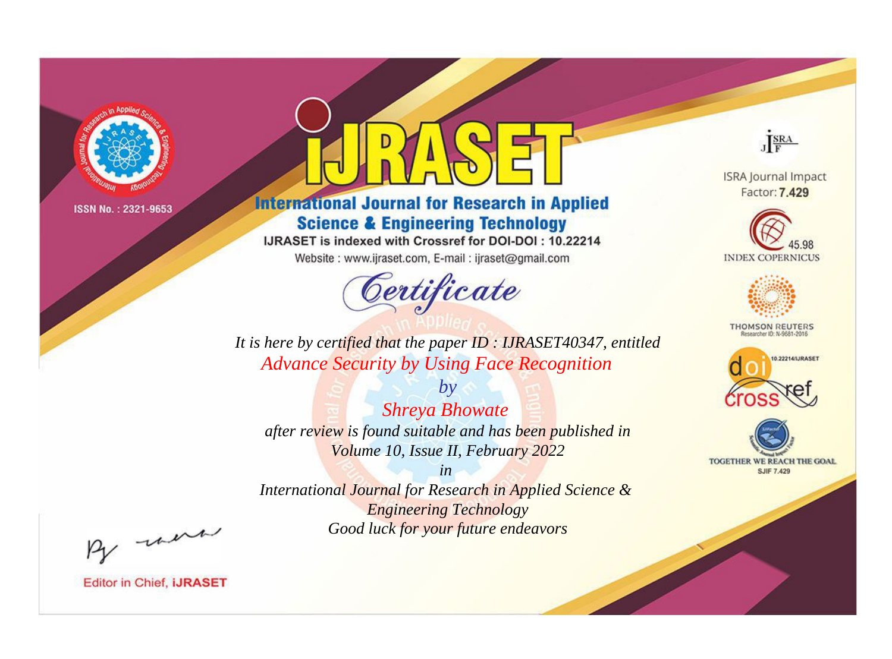ISSN No. : 2321-9653

# iJRASET

**International Journal for Research in Applied Science & Engineering Technology**

IJRASET is indexed with Crossref for DOI-DOI : 10.22214

Website : www.ijraset.com, E-mail : ijraset@gmail.com

## *Certificate*

*It is here by certified that the paper ID : IJRASET40347, entitled*

*Advance Security by Using Face Recognition*

*by*

*Shreya Bhowate*

*after review is found suitable and has been published in*

*Volume 10, Issue II, February 2022*

*in*

*International Journal for Research in Applied Science & Engineering Technology*

*Good luck for your future endeavors*

ISRA Journal Impact Factor: **7.429**

45.98 INDEX COPERNICUS

THOMSON REUTERS Researcher ID: N-9681-2016

10.22214/IJRASET

TOGETHER WE REACH THE GOAL SJIF 7.429

Editor in Chief, **iJRASET**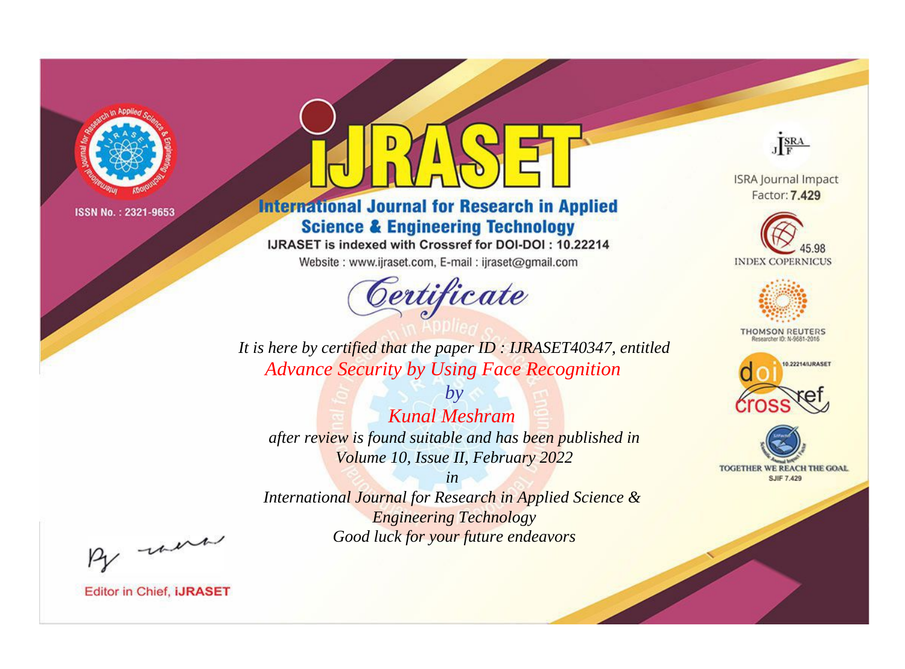ISSN No. : 2321-9653

# iJRASET

## International Journal for Research in Applied Science & Engineering Technology

IJRASET is indexed with Crossref for DOI-DOI : 10.22214

Website : www.ijraset.com, E-mail : ijraset@gmail.com

ISRA Journal Impact Factor: **7.429**

45.98 INDEX COPERNICUS

THOMSON REUTERS Researcher ID: N-9681-2016

10.22214/IJRASET

TOGETHER WE REACH THE GOAL SJIF 7.429

*Certificate*

*It is here by certified that the paper ID : IJRASET40347, entitled*

*Advance Security by Using Face Recognition*

*by*

*Kunal Meshram*

*after review is found suitable and has been published in*

*Volume 10, Issue II, February 2022*

*in*

*International Journal for Research in Applied Science & Engineering Technology*

*Good luck for your future endeavors*

Editor in Chief, **iJRASET**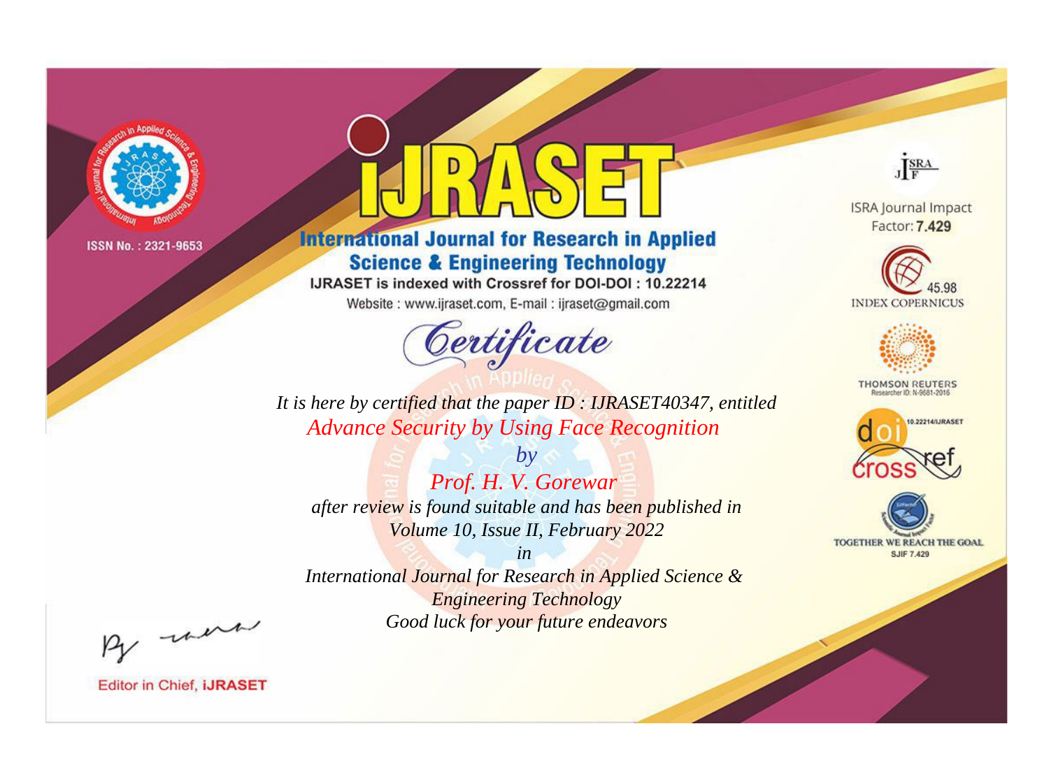ISSN No. : 2321-9653

# IJRASET

## International Journal for Research in Applied Science & Engineering Technology

IJRASET is indexed with Crossref for DOI-DOI : 10.22214

Website : www.ijraset.com, E-mail : ijraset@gmail.com

ISRA Journal Impact Factor: **7.429**

45.98 INDEX COPERNICUS

THOMSON REUTERS Researcher ID: N-9681-2016

10.22214/IJRASET

TOGETHER WE REACH THE GOAL SJIF 7.429

*Certificate*

*It is here by certified that the paper ID : IJRASET40347, entitled*

*Advance Security by Using Face Recognition*

*by*

*Prof. H. V. Gorewar*

*after review is found suitable and has been published in*

*Volume 10, Issue II, February 2022*

*in*

*International Journal for Research in Applied Science & Engineering Technology*

*Good luck for your future endeavors*

Editor in Chief, **iJRASET**